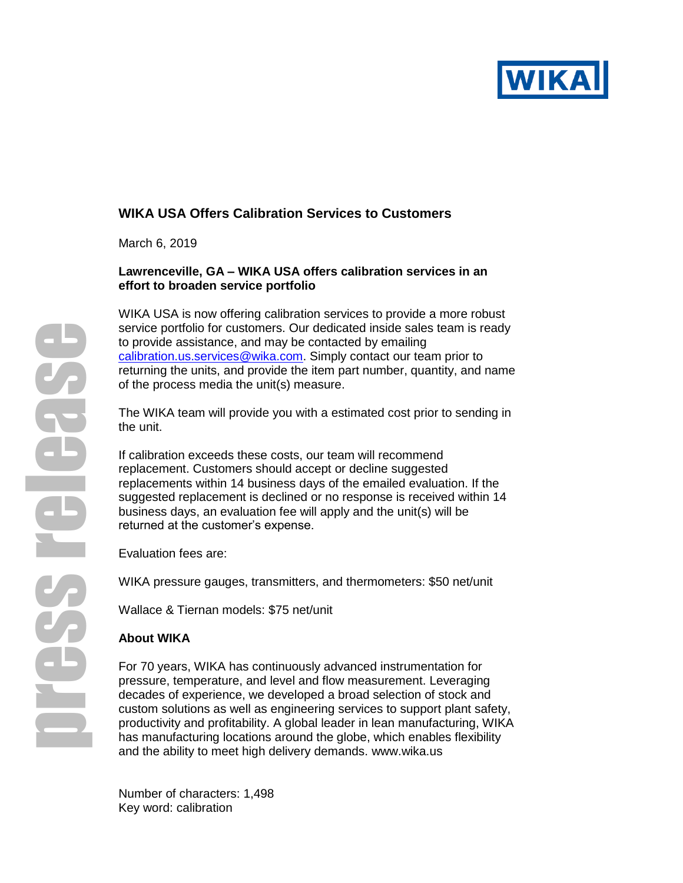# WIKA USA Offers Calibration Services to Customers

March 6, 2019

**Lawrenceville, GA – WIKA USA offers calibration services in an effort to broaden service portfolio**

WIKA USA is now offering calibration services to provide a more robust service portfolio for customers. Our dedicated inside sales team is ready to provide assistance, and may be contacted by emailing calibration.us.services@wika.com. Simply contact our team prior to returning the units, and provide the item part number, quantity, and name of the process media the unit(s) measure.

The WIKA team will provide you with a estimated cost prior to sending in the unit.

If calibration exceeds these costs, our team will recommend replacement. Customers should accept or decline suggested replacements within 14 business days of the emailed evaluation. If the suggested replacement is declined or no response is received within 14 business days, an evaluation fee will apply and the unit(s) will be returned at the customer's expense.

Evaluation fees are:

WIKA pressure gauges, transmitters, and thermometers: $50 net/unit

Wallace & Tiernan models: $75 net/unit

## About WIKA

For 70 years, WIKA has continuously advanced instrumentation for pressure, temperature, and level and flow measurement. Leveraging decades of experience, we developed a broad selection of stock and custom solutions as well as engineering services to support plant safety, productivity and profitability. A global leader in lean manufacturing, WIKA has manufacturing locations around the globe, which enables flexibility and the ability to meet high delivery demands. www.wika.us

Number of characters: 1,498
Key word: calibration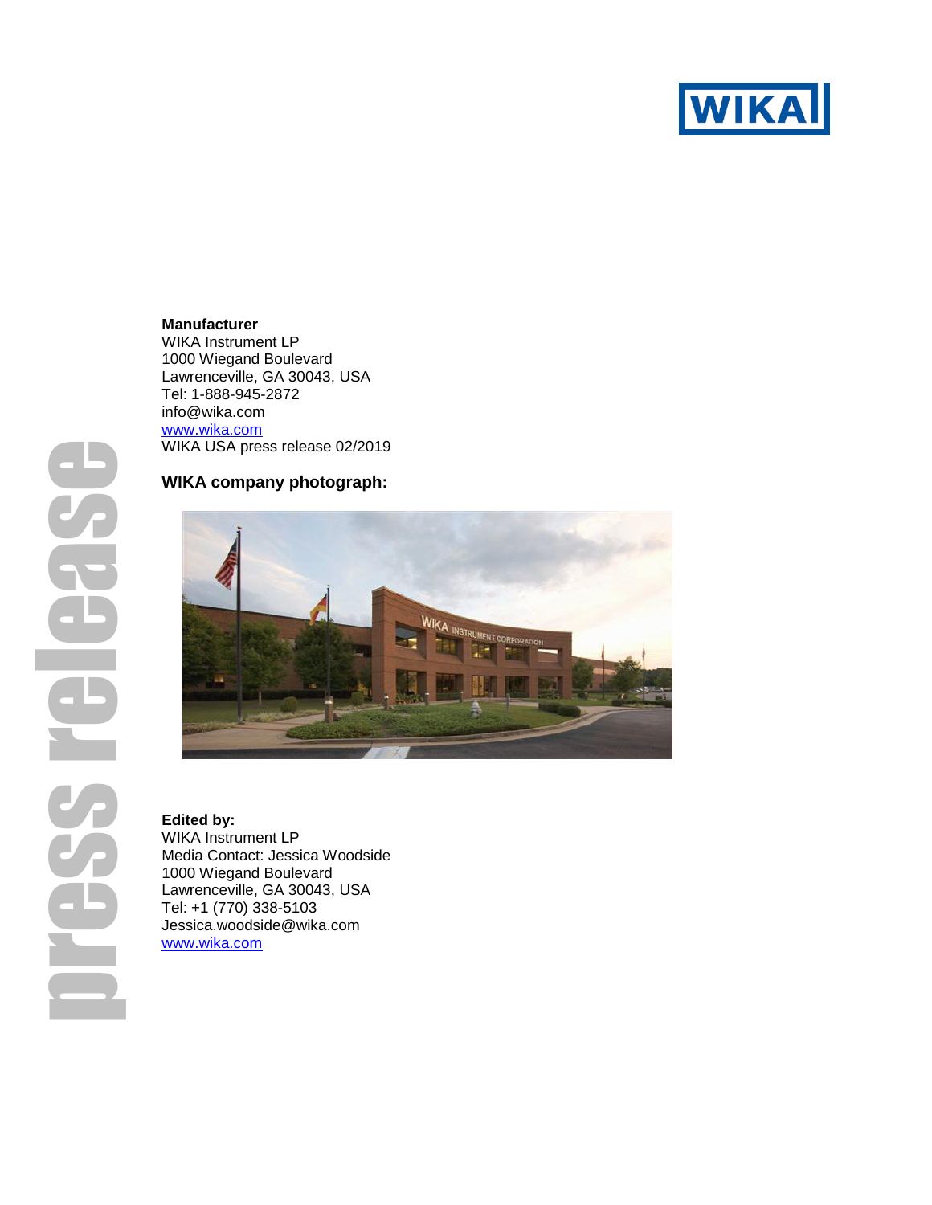**Manufacturer**
WIKA Instrument LP
1000 Wiegand Boulevard
Lawrenceville, GA 30043, USA
Tel: 1-888-945-2872
info@wika.com
www.wika.com
WIKA USA press release 02/2019

### WIKA company photograph:

**Edited by:**
WIKA Instrument LP
Media Contact: Jessica Woodside
1000 Wiegand Boulevard
Lawrenceville, GA 30043, USA
Tel: +1 (770) 338-5103
Jessica.woodside@wika.com
www.wika.com